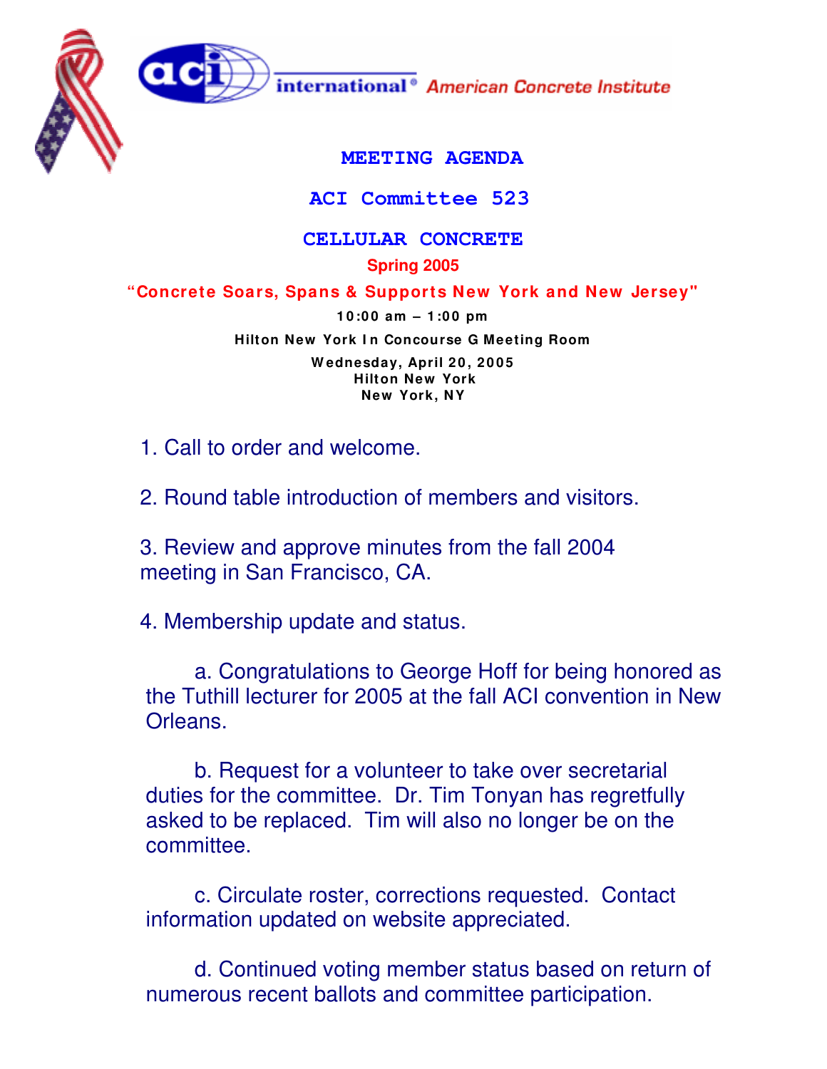international® American Concrete Institute

# MEETING AGENDA

## ACI Committee 523

## CELLULAR CONCRETE

**Spring 2005**

**"Concrete Soars, Spans & Supports New York and New Jersey"**

**10:00 am – 1:00 pm**

**Hilton New York In Concourse G Meeting Room**

**Wednesday, April 20, 2005**
**Hilton New York**
**New York, NY**

1. Call to order and welcome.

2. Round table introduction of members and visitors.

3. Review and approve minutes from the fall 2004 meeting in San Francisco, CA.

4. Membership update and status.

    a. Congratulations to George Hoff for being honored as the Tuthill lecturer for 2005 at the fall ACI convention in New Orleans.

    b. Request for a volunteer to take over secretarial duties for the committee. Dr. Tim Tonyan has regretfully asked to be replaced. Tim will also no longer be on the committee.

    c. Circulate roster, corrections requested. Contact information updated on website appreciated.

    d. Continued voting member status based on return of numerous recent ballots and committee participation.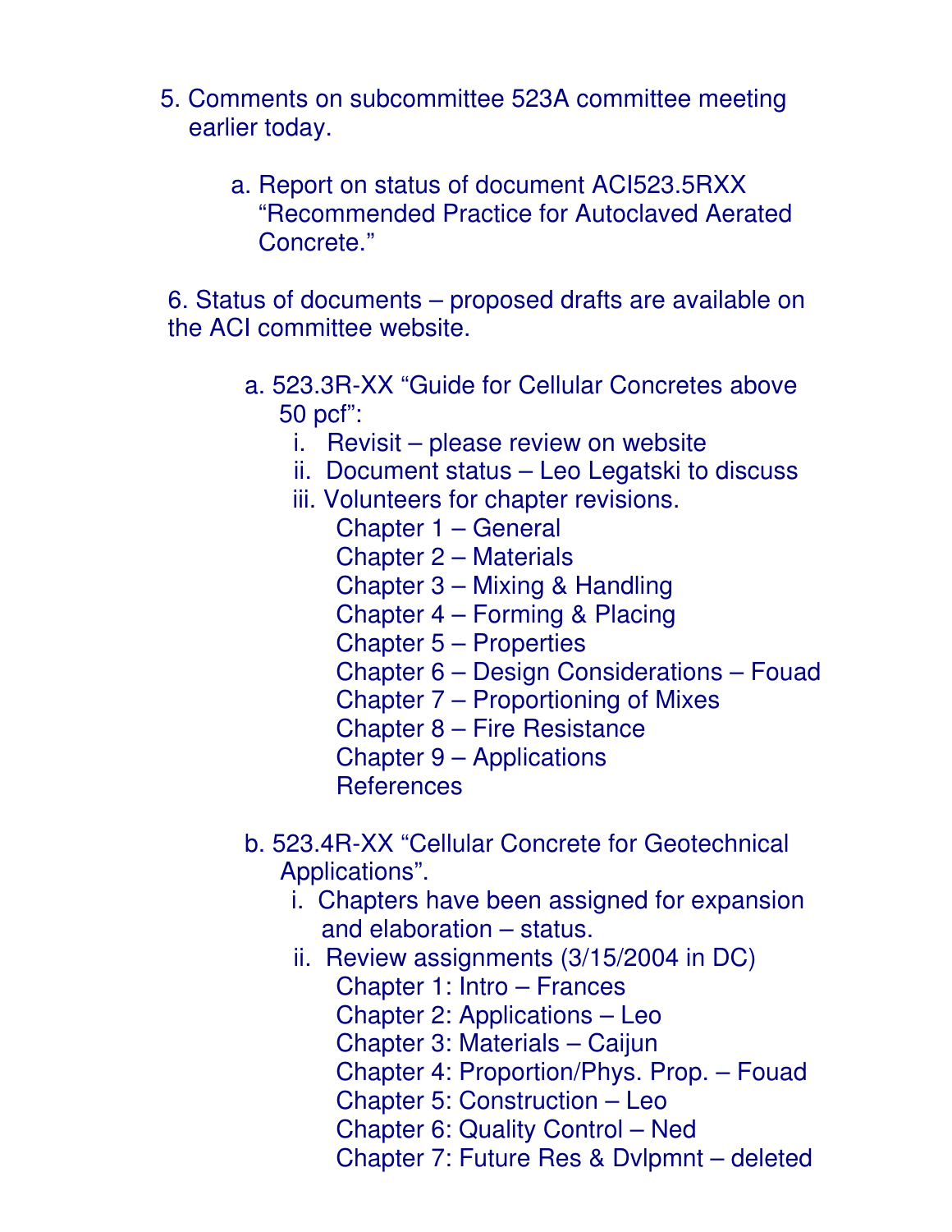5. Comments on subcommittee 523A committee meeting earlier today.

    a. Report on status of document ACI523.5RXX "Recommended Practice for Autoclaved Aerated Concrete."

6. Status of documents – proposed drafts are available on the ACI committee website.

    a. 523.3R-XX "Guide for Cellular Concretes above 50 pcf":

        i. Revisit – please review on website

        ii. Document status – Leo Legatski to discuss

        iii. Volunteers for chapter revisions.

            Chapter 1 – General
            Chapter 2 – Materials
            Chapter 3 – Mixing & Handling
            Chapter 4 – Forming & Placing
            Chapter 5 – Properties
            Chapter 6 – Design Considerations – Fouad
            Chapter 7 – Proportioning of Mixes
            Chapter 8 – Fire Resistance
            Chapter 9 – Applications
            References

    b. 523.4R-XX "Cellular Concrete for Geotechnical Applications".

        i. Chapters have been assigned for expansion and elaboration – status.

        ii. Review assignments (3/15/2004 in DC)

            Chapter 1: Intro – Frances
            Chapter 2: Applications – Leo
            Chapter 3: Materials – Caijun
            Chapter 4: Proportion/Phys. Prop. – Fouad
            Chapter 5: Construction – Leo
            Chapter 6: Quality Control – Ned
            Chapter 7: Future Res & Dvlpmnt – deleted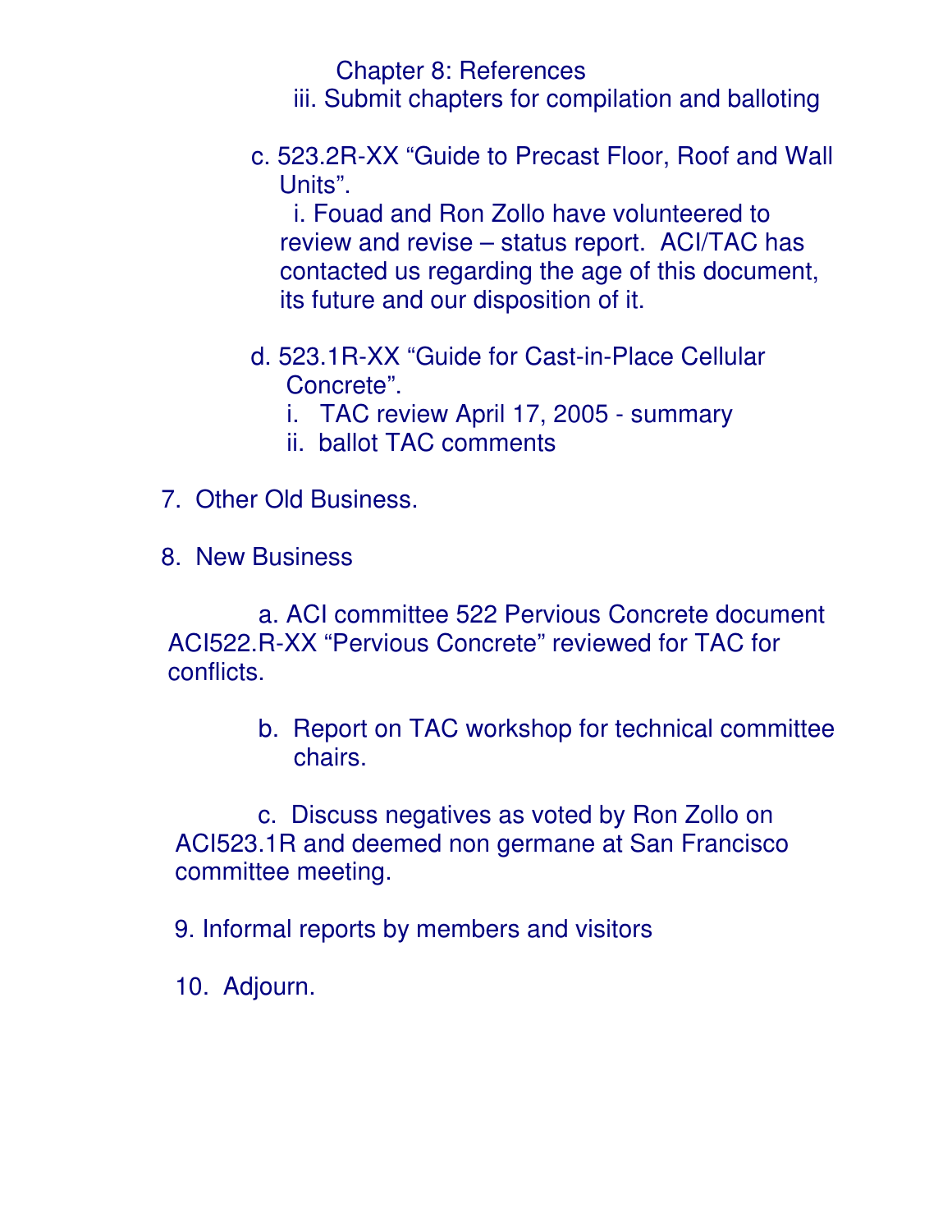Chapter 8: References

iii. Submit chapters for compilation and balloting

c. 523.2R-XX “Guide to Precast Floor, Roof and Wall Units”.

i. Fouad and Ron Zollo have volunteered to review and revise – status report. ACI/TAC has contacted us regarding the age of this document, its future and our disposition of it.

d. 523.1R-XX “Guide for Cast-in-Place Cellular Concrete”.

i. TAC review April 17, 2005 - summary

ii. ballot TAC comments

7. Other Old Business.

8. New Business

a. ACI committee 522 Pervious Concrete document ACI522.R-XX “Pervious Concrete” reviewed for TAC for conflicts.

b. Report on TAC workshop for technical committee chairs.

c. Discuss negatives as voted by Ron Zollo on ACI523.1R and deemed non germane at San Francisco committee meeting.

9. Informal reports by members and visitors

10. Adjourn.